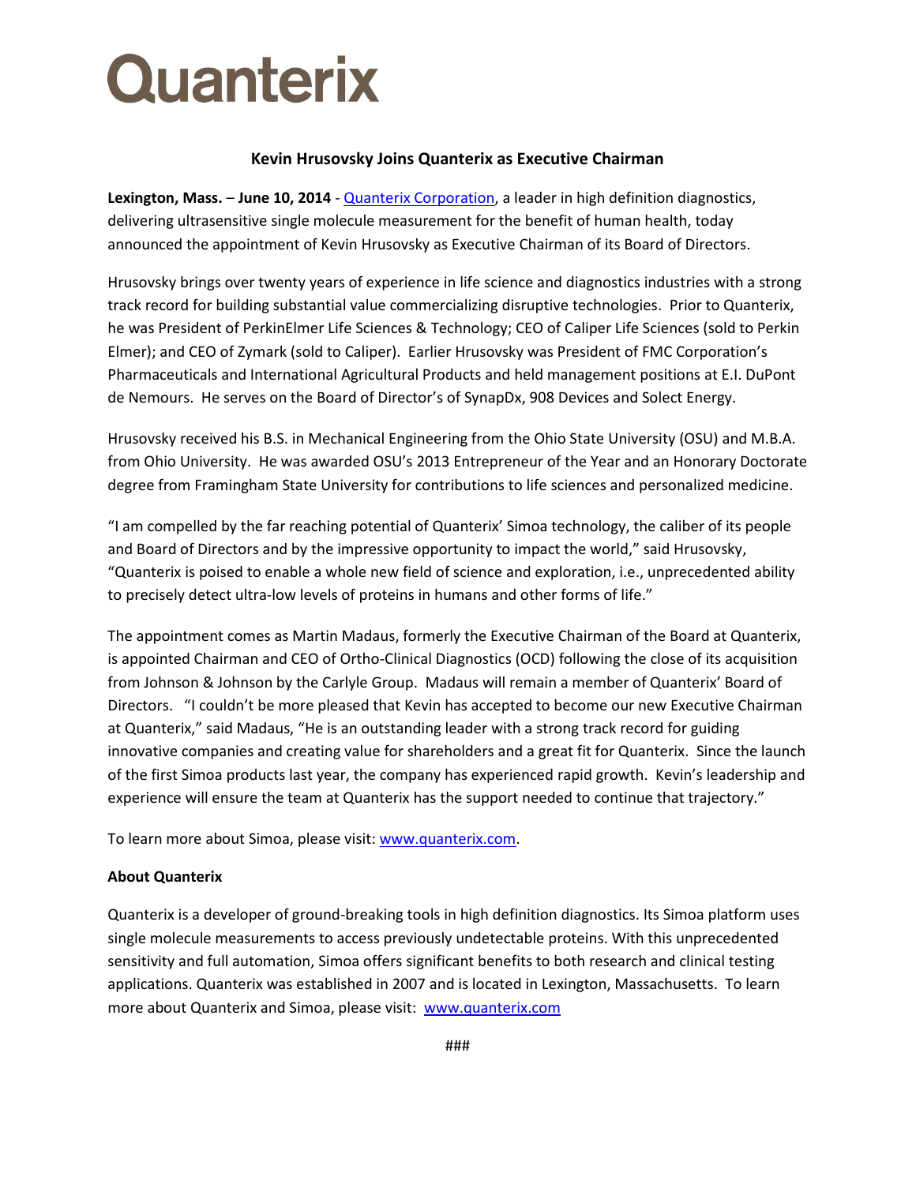# Quanterix

## Kevin Hrusovsky Joins Quanterix as Executive Chairman

**Lexington, Mass.** – **June 10, 2014** - Quanterix Corporation, a leader in high definition diagnostics, delivering ultrasensitive single molecule measurement for the benefit of human health, today announced the appointment of Kevin Hrusovsky as Executive Chairman of its Board of Directors.

Hrusovsky brings over twenty years of experience in life science and diagnostics industries with a strong track record for building substantial value commercializing disruptive technologies. Prior to Quanterix, he was President of PerkinElmer Life Sciences & Technology; CEO of Caliper Life Sciences (sold to Perkin Elmer); and CEO of Zymark (sold to Caliper). Earlier Hrusovsky was President of FMC Corporation's Pharmaceuticals and International Agricultural Products and held management positions at E.I. DuPont de Nemours. He serves on the Board of Director's of SynapDx, 908 Devices and Select Energy.

Hrusovsky received his B.S. in Mechanical Engineering from the Ohio State University (OSU) and M.B.A. from Ohio University. He was awarded OSU's 2013 Entrepreneur of the Year and an Honorary Doctorate degree from Framingham State University for contributions to life sciences and personalized medicine.

"I am compelled by the far reaching potential of Quanterix' Simoa technology, the caliber of its people and Board of Directors and by the impressive opportunity to impact the world," said Hrusovsky, "Quanterix is poised to enable a whole new field of science and exploration, i.e., unprecedented ability to precisely detect ultra-low levels of proteins in humans and other forms of life."

The appointment comes as Martin Madaus, formerly the Executive Chairman of the Board at Quanterix, is appointed Chairman and CEO of Ortho-Clinical Diagnostics (OCD) following the close of its acquisition from Johnson & Johnson by the Carlyle Group. Madaus will remain a member of Quanterix' Board of Directors. "I couldn't be more pleased that Kevin has accepted to become our new Executive Chairman at Quanterix," said Madaus, "He is an outstanding leader with a strong track record for guiding innovative companies and creating value for shareholders and a great fit for Quanterix. Since the launch of the first Simoa products last year, the company has experienced rapid growth. Kevin's leadership and experience will ensure the team at Quanterix has the support needed to continue that trajectory."

To learn more about Simoa, please visit: www.quanterix.com.

**About Quanterix**

Quanterix is a developer of ground-breaking tools in high definition diagnostics. Its Simoa platform uses single molecule measurements to access previously undetectable proteins. With this unprecedented sensitivity and full automation, Simoa offers significant benefits to both research and clinical testing applications. Quanterix was established in 2007 and is located in Lexington, Massachusetts. To learn more about Quanterix and Simoa, please visit: www.quanterix.com

###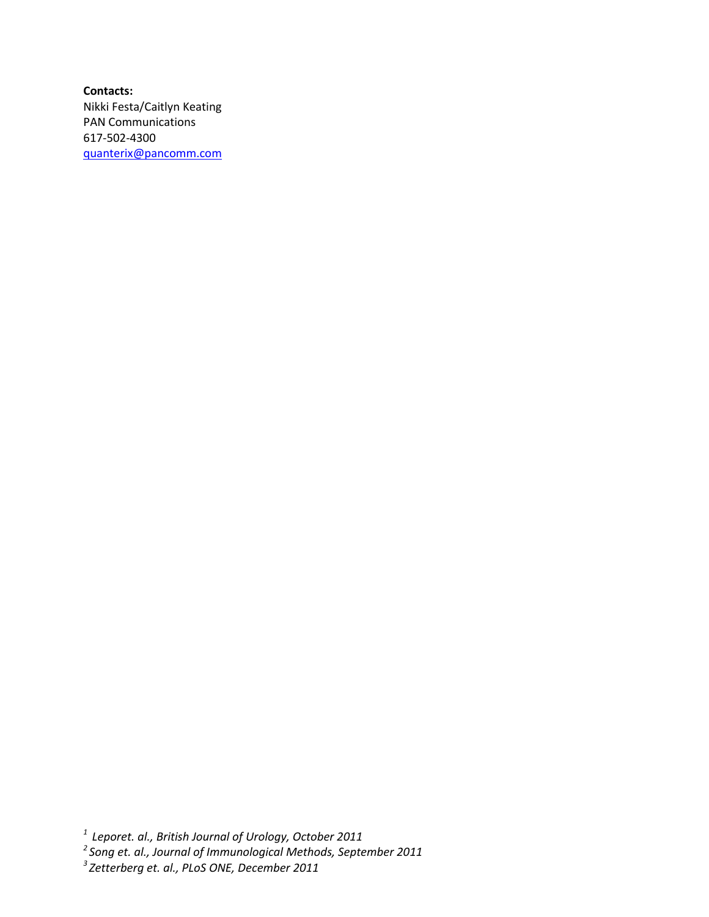**Contacts:**
Nikki Festa/Caitlyn Keating
PAN Communications
617-502-4300
quanterix@pancomm.com

[1] *Leporet. al., British Journal of Urology, October 2011*
[2] *Song et. al., Journal of Immunological Methods, September 2011*
[3] *Zetterberg et. al., PLoS ONE, December 2011*